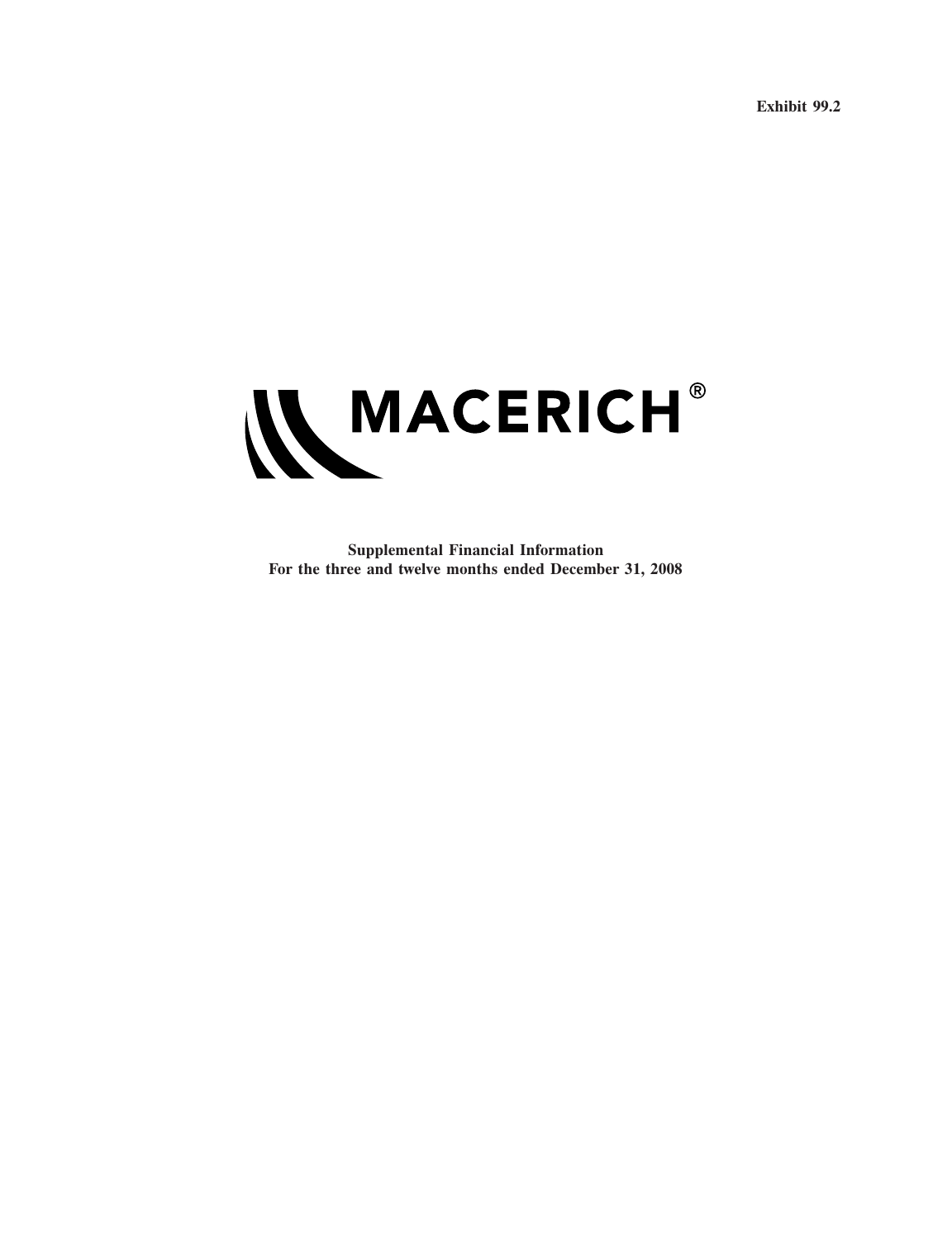Exhibit 99.2

# MACERICH®

**Supplemental Financial Information**
**For the three and twelve months ended December 31, 2008**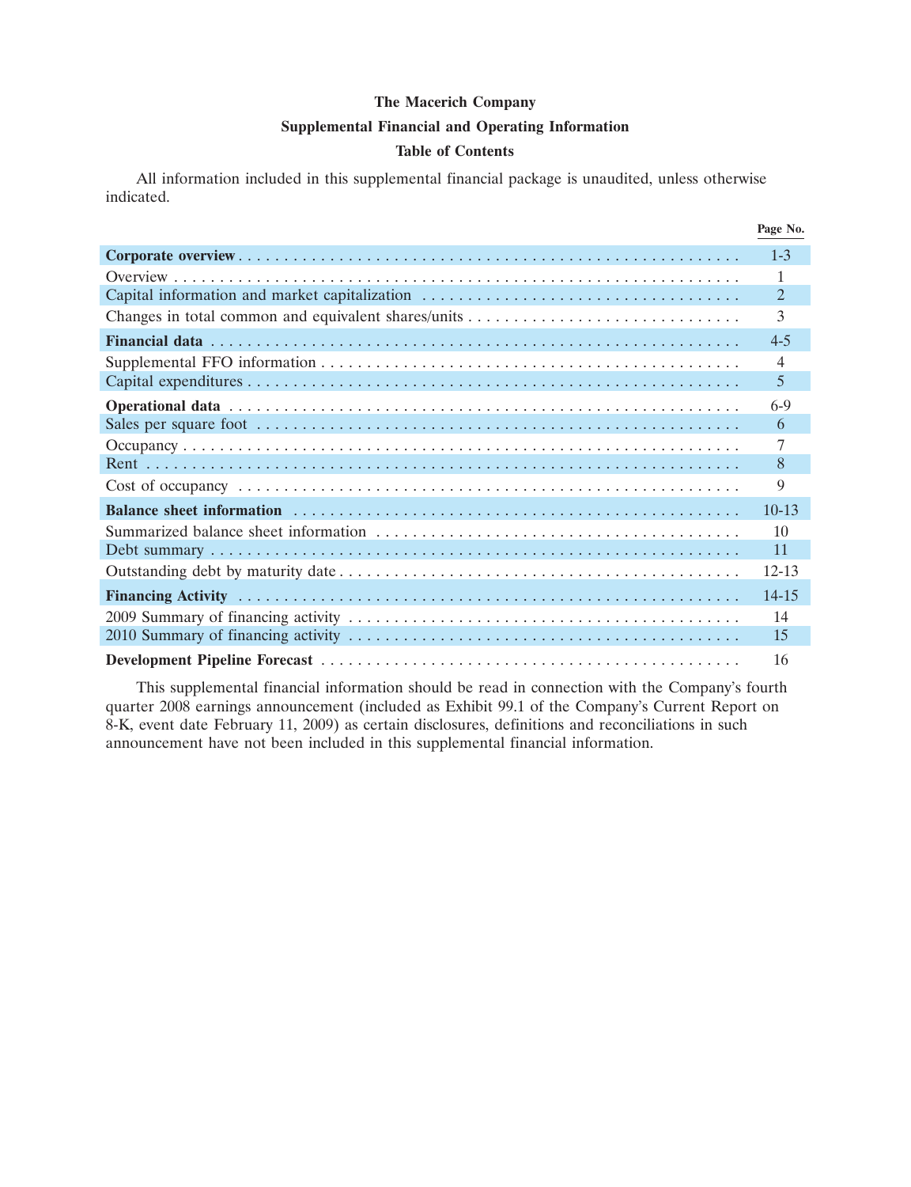**The Macerich Company**

**Supplemental Financial and Operating Information**

**Table of Contents**

All information included in this supplemental financial package is unaudited, unless otherwise indicated.

| | Page No. |
|---|---|
| **Corporate overview** | 1-3 |
| Overview | 1 |
| Capital information and market capitalization | 2 |
| Changes in total common and equivalent shares/units | 3 |
| **Financial data** | 4-5 |
| Supplemental FFO information | 4 |
| Capital expenditures | 5 |
| **Operational data** | 6-9 |
| Sales per square foot | 6 |
| Occupancy | 7 |
| Rent | 8 |
| Cost of occupancy | 9 |
| **Balance sheet information** | 10-13 |
| Summarized balance sheet information | 10 |
| Debt summary | 11 |
| Outstanding debt by maturity date | 12-13 |
| **Financing Activity** | 14-15 |
| 2009 Summary of financing activity | 14 |
| 2010 Summary of financing activity | 15 |
| **Development Pipeline Forecast** | 16 |

This supplemental financial information should be read in connection with the Company's fourth quarter 2008 earnings announcement (included as Exhibit 99.1 of the Company's Current Report on 8-K, event date February 11, 2009) as certain disclosures, definitions and reconciliations in such announcement have not been included in this supplemental financial information.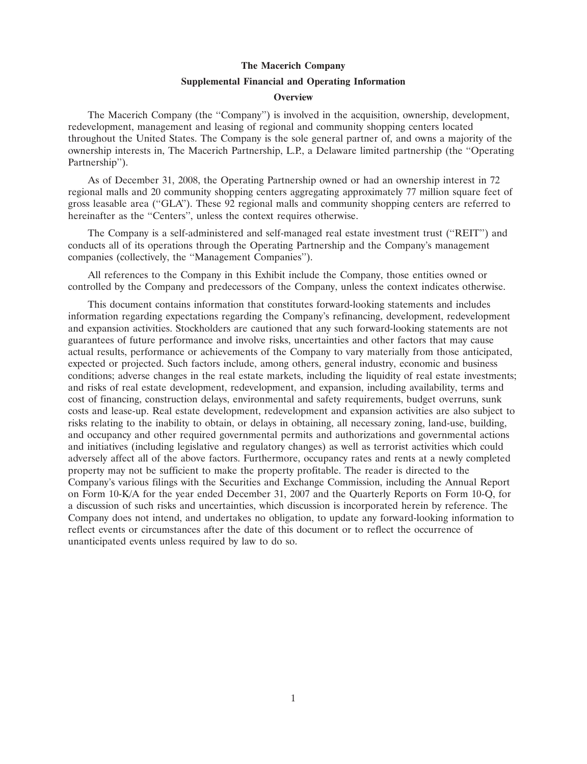# The Macerich Company

## Supplemental Financial and Operating Information

### Overview

The Macerich Company (the ''Company'') is involved in the acquisition, ownership, development, redevelopment, management and leasing of regional and community shopping centers located throughout the United States. The Company is the sole general partner of, and owns a majority of the ownership interests in, The Macerich Partnership, L.P., a Delaware limited partnership (the ''Operating Partnership'').

As of December 31, 2008, the Operating Partnership owned or had an ownership interest in 72 regional malls and 20 community shopping centers aggregating approximately 77 million square feet of gross leasable area (''GLA''). These 92 regional malls and community shopping centers are referred to hereinafter as the ''Centers'', unless the context requires otherwise.

The Company is a self-administered and self-managed real estate investment trust (''REIT'') and conducts all of its operations through the Operating Partnership and the Company's management companies (collectively, the ''Management Companies'').

All references to the Company in this Exhibit include the Company, those entities owned or controlled by the Company and predecessors of the Company, unless the context indicates otherwise.

This document contains information that constitutes forward-looking statements and includes information regarding expectations regarding the Company's refinancing, development, redevelopment and expansion activities. Stockholders are cautioned that any such forward-looking statements are not guarantees of future performance and involve risks, uncertainties and other factors that may cause actual results, performance or achievements of the Company to vary materially from those anticipated, expected or projected. Such factors include, among others, general industry, economic and business conditions; adverse changes in the real estate markets, including the liquidity of real estate investments; and risks of real estate development, redevelopment, and expansion, including availability, terms and cost of financing, construction delays, environmental and safety requirements, budget overruns, sunk costs and lease-up. Real estate development, redevelopment and expansion activities are also subject to risks relating to the inability to obtain, or delays in obtaining, all necessary zoning, land-use, building, and occupancy and other required governmental permits and authorizations and governmental actions and initiatives (including legislative and regulatory changes) as well as terrorist activities which could adversely affect all of the above factors. Furthermore, occupancy rates and rents at a newly completed property may not be sufficient to make the property profitable. The reader is directed to the Company's various filings with the Securities and Exchange Commission, including the Annual Report on Form 10-K/A for the year ended December 31, 2007 and the Quarterly Reports on Form 10-Q, for a discussion of such risks and uncertainties, which discussion is incorporated herein by reference. The Company does not intend, and undertakes no obligation, to update any forward-looking information to reflect events or circumstances after the date of this document or to reflect the occurrence of unanticipated events unless required by law to do so.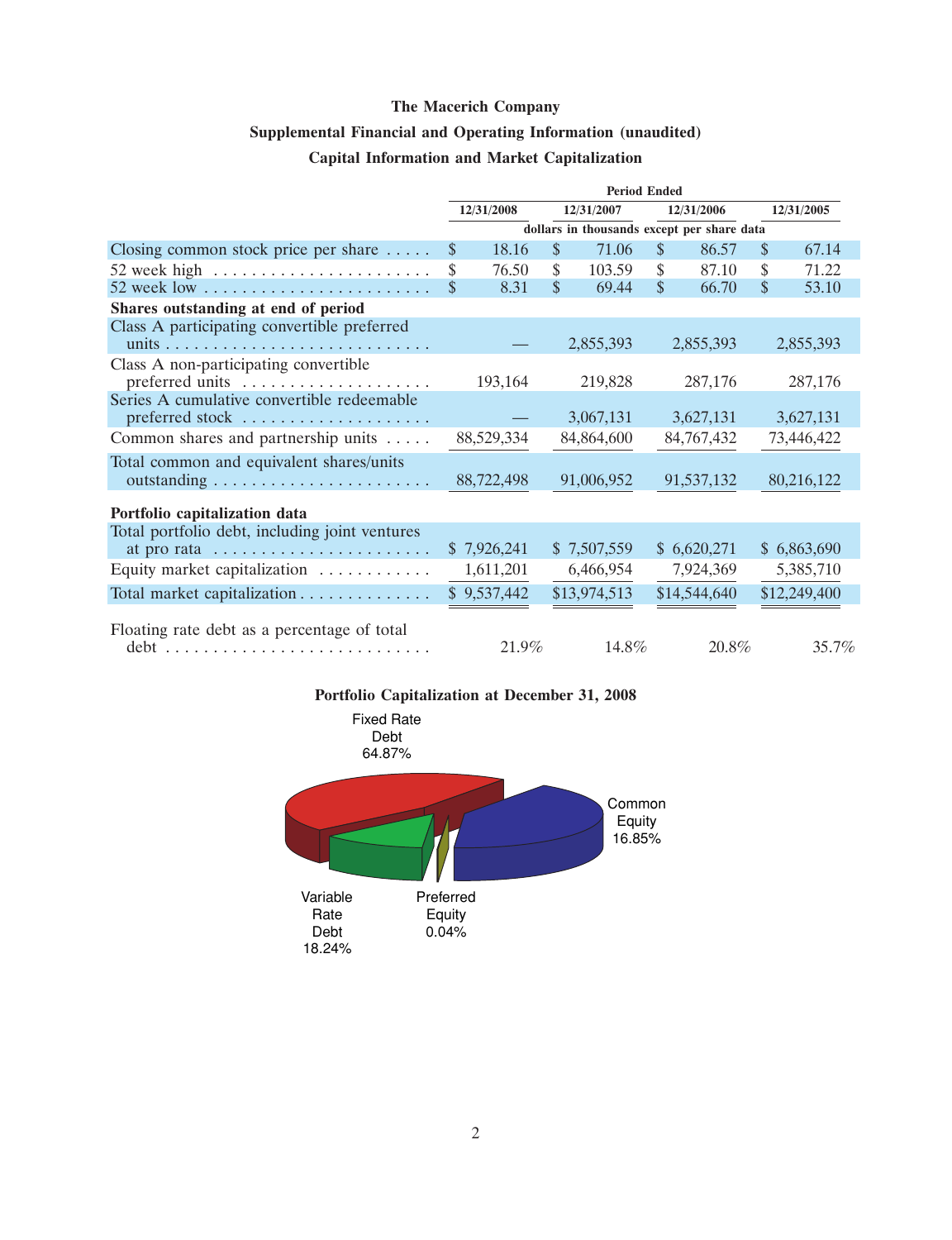# The Macerich Company

## Supplemental Financial and Operating Information (unaudited)

### Capital Information and Market Capitalization

| | Period Ended | | | |
|---|---|---|---|---|
| | 12/31/2008 | 12/31/2007 | 12/31/2006 | 12/31/2005 |
| | dollars in thousands except per share data | | | |
| Closing common stock price per share | $ 18.16 | $ 71.06 | $ 86.57 | $ 67.14 |
| 52 week high | $ 76.50 | $ 103.59 | $ 87.10 | $ 71.22 |
| 52 week low | $ 8.31 | $ 69.44 | $ 66.70 | $ 53.10 |
| **Shares outstanding at end of period** | | | | |
| Class A participating convertible preferred units | — | 2,855,393 | 2,855,393 | 2,855,393 |
| Class A non-participating convertible preferred units | 193,164 | 219,828 | 287,176 | 287,176 |
| Series A cumulative convertible redeemable preferred stock | — | 3,067,131 | 3,627,131 | 3,627,131 |
| Common shares and partnership units | 88,529,334 | 84,864,600 | 84,767,432 | 73,446,422 |
| Total common and equivalent shares/units outstanding | 88,722,498 | 91,006,952 | 91,537,132 | 80,216,122 |
| **Portfolio capitalization data** | | | | |
| Total portfolio debt, including joint ventures at pro rata | $ 7,926,241 | $ 7,507,559 | $ 6,620,271 | $ 6,863,690 |
| Equity market capitalization | 1,611,201 | 6,466,954 | 7,924,369 | 5,385,710 |
| Total market capitalization | $ 9,537,442 | $13,974,513 | $14,544,640 | $12,249,400 |
| Floating rate debt as a percentage of total debt | 21.9% | 14.8% | 20.8% | 35.7% |

**Portfolio Capitalization at December 31, 2008**

Fixed Rate Debt 64.87%

Common Equity 16.85%

Variable Rate Debt 18.24%

Preferred Equity 0.04%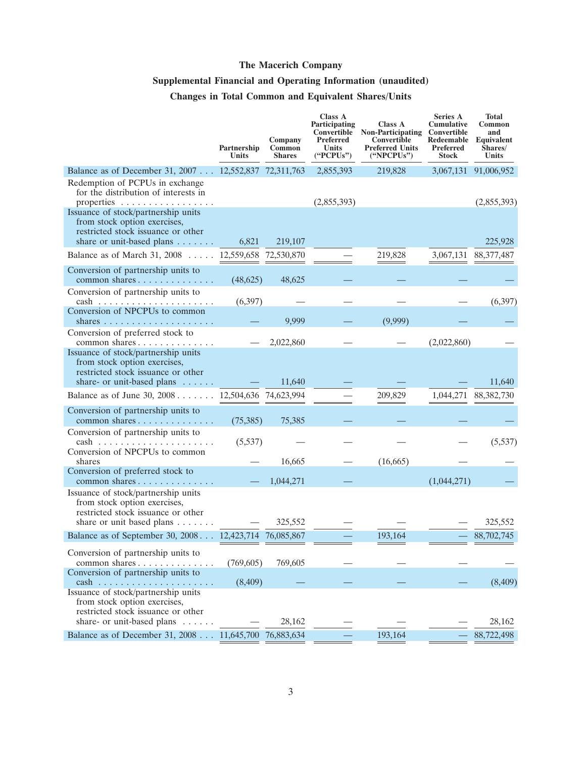# The Macerich Company

## Supplemental Financial and Operating Information (unaudited)

## Changes in Total Common and Equivalent Shares/Units

| | Partnership Units | Company Common Shares | Class A Participating Convertible Preferred Units ("PCPUs") | Class A Non-Participating Convertible Preferred Units ("NPCPUs") | Series A Cumulative Convertible Redeemable Preferred Stock | Total Common and Equivalent Shares/Units |
|---|---|---|---|---|---|---|
| Balance as of December 31, 2007 | 12,552,837 | 72,311,763 | 2,855,393 | 219,828 | 3,067,131 | 91,006,952 |
| Redemption of PCPUs in exchange for the distribution of interests in properties | | | (2,855,393) | | | (2,855,393) |
| Issuance of stock/partnership units from stock option exercises, restricted stock issuance or other share or unit-based plans | 6,821 | 219,107 | | | | 225,928 |
| Balance as of March 31, 2008 | 12,559,658 | 72,530,870 | — | 219,828 | 3,067,131 | 88,377,487 |
| Conversion of partnership units to common shares | (48,625) | 48,625 | — | — | — | — |
| Conversion of partnership units to cash | (6,397) | — | — | — | — | (6,397) |
| Conversion of NPCPUs to common shares | — | 9,999 | — | (9,999) | — | — |
| Conversion of preferred stock to common shares | — | 2,022,860 | — | — | (2,022,860) | — |
| Issuance of stock/partnership units from stock option exercises, restricted stock issuance or other share- or unit-based plans | — | 11,640 | — | — | — | 11,640 |
| Balance as of June 30, 2008 | 12,504,636 | 74,623,994 | — | 209,829 | 1,044,271 | 88,382,730 |
| Conversion of partnership units to common shares | (75,385) | 75,385 | — | — | — | — |
| Conversion of partnership units to cash | (5,537) | — | — | — | — | (5,537) |
| Conversion of NPCPUs to common shares | — | 16,665 | — | (16,665) | — | — |
| Conversion of preferred stock to common shares | — | 1,044,271 | — | — | (1,044,271) | — |
| Issuance of stock/partnership units from stock option exercises, restricted stock issuance or other share or unit based plans | — | 325,552 | — | — | — | 325,552 |
| Balance as of September 30, 2008 | 12,423,714 | 76,085,867 | — | 193,164 | — | 88,702,745 |
| Conversion of partnership units to common shares | (769,605) | 769,605 | — | — | — | — |
| Conversion of partnership units to cash | (8,409) | — | — | — | — | (8,409) |
| Issuance of stock/partnership units from stock option exercises, restricted stock issuance or other share- or unit-based plans | — | 28,162 | — | — | — | 28,162 |
| Balance as of December 31, 2008 | 11,645,700 | 76,883,634 | — | 193,164 | — | 88,722,498 |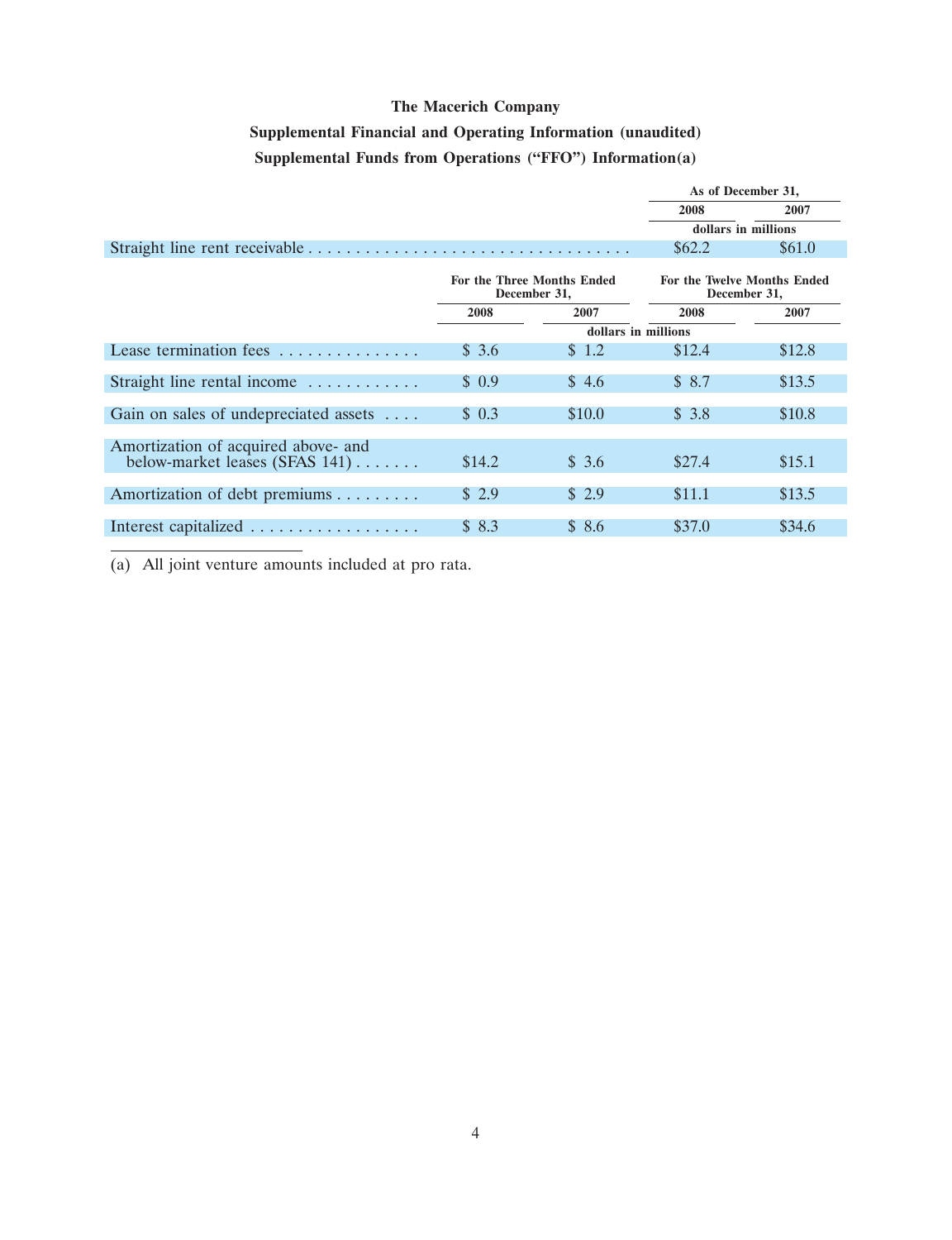**The Macerich Company**

**Supplemental Financial and Operating Information (unaudited)**

**Supplemental Funds from Operations ("FFO") Information(a)**

| | As of December 31, | |
|---|---|---|
| | 2008 | 2007 |
| | dollars in millions | |
| Straight line rent receivable | $62.2 | $61.0 |

| | For the Three Months Ended December 31, | | For the Twelve Months Ended December 31, | |
|---|---|---|---|---|
| | 2008 | 2007 | 2008 | 2007 |
| | dollars in millions | | | |
| Lease termination fees | $ 3.6 | $ 1.2 | $12.4 | $12.8 |
| Straight line rental income | $ 0.9 | $ 4.6 | $ 8.7 | $13.5 |
| Gain on sales of undepreciated assets | $ 0.3 | $10.0 | $ 3.8 | $10.8 |
| Amortization of acquired above- and below-market leases (SFAS 141) | $14.2 | $ 3.6 | $27.4 | $15.1 |
| Amortization of debt premiums | $ 2.9 | $ 2.9 | $11.1 | $13.5 |
| Interest capitalized | $ 8.3 | $ 8.6 | $37.0 | $34.6 |

(a) All joint venture amounts included at pro rata.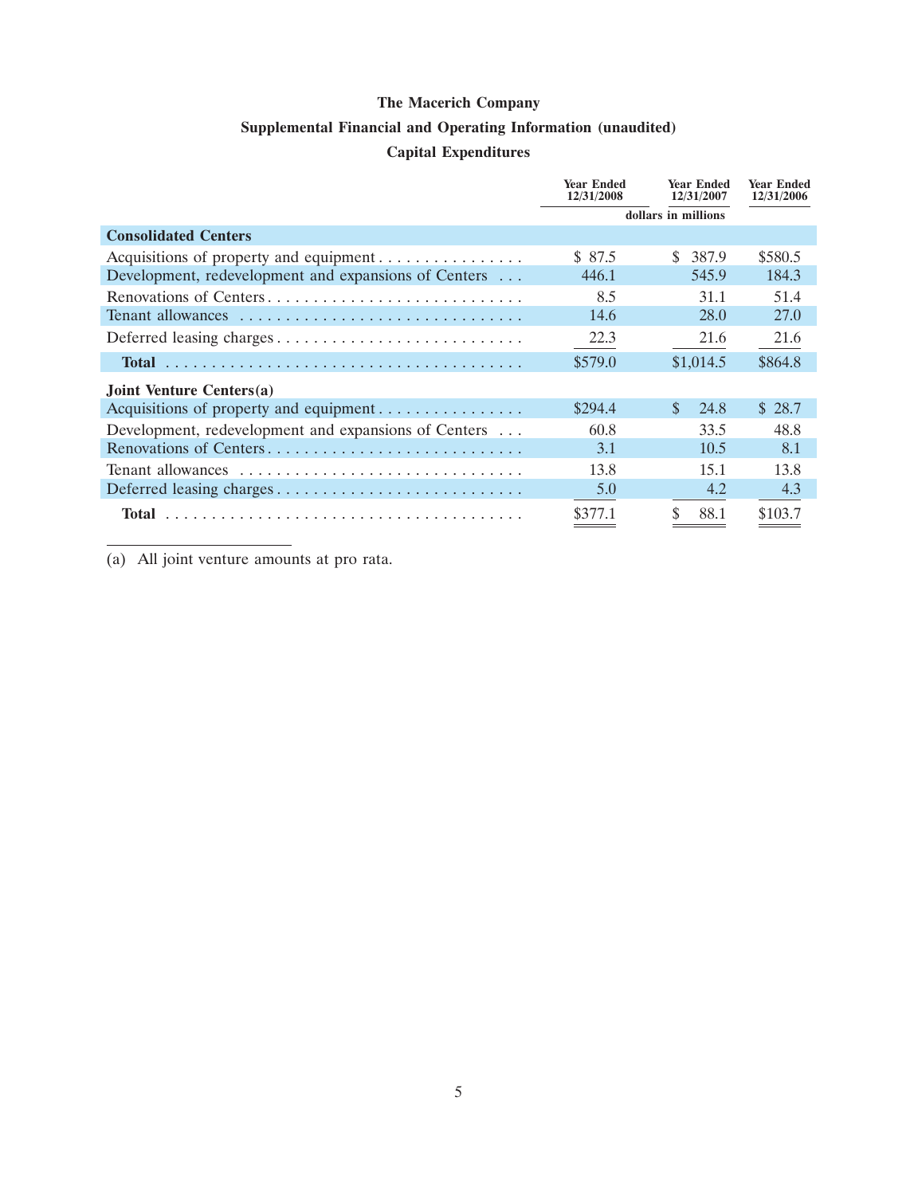# The Macerich Company

## Supplemental Financial and Operating Information (unaudited)

### Capital Expenditures

| | Year Ended 12/31/2008 | Year Ended 12/31/2007 | Year Ended 12/31/2006 |
|---|---|---|---|
| | | dollars in millions | |
| **Consolidated Centers** | | | |
| Acquisitions of property and equipment | $ 87.5 | $ 387.9 | $580.5 |
| Development, redevelopment and expansions of Centers | 446.1 | 545.9 | 184.3 |
| Renovations of Centers | 8.5 | 31.1 | 51.4 |
| Tenant allowances | 14.6 | 28.0 | 27.0 |
| Deferred leasing charges | 22.3 | 21.6 | 21.6 |
| **Total** | $579.0 | $1,014.5 | $864.8 |
| **Joint Venture Centers(a)** | | | |
| Acquisitions of property and equipment | $294.4 | $ 24.8 | $ 28.7 |
| Development, redevelopment and expansions of Centers | 60.8 | 33.5 | 48.8 |
| Renovations of Centers | 3.1 | 10.5 | 8.1 |
| Tenant allowances | 13.8 | 15.1 | 13.8 |
| Deferred leasing charges | 5.0 | 4.2 | 4.3 |
| **Total** | $377.1 | $ 88.1 | $103.7 |

(a) All joint venture amounts at pro rata.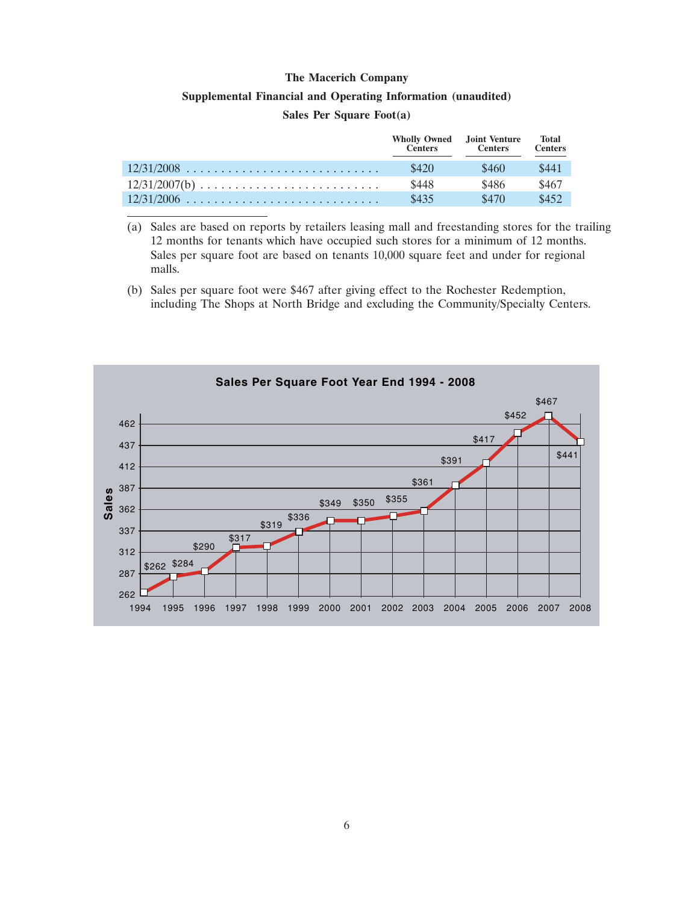**The Macerich Company**

**Supplemental Financial and Operating Information (unaudited)**

**Sales Per Square Foot(a)**

| | Wholly Owned Centers | Joint Venture Centers | Total Centers |
|---|---|---|---|
| 12/31/2008 | $420 | $460 | $441 |
| 12/31/2007(b) | $448 | $486 | $467 |
| 12/31/2006 | $435 | $470 | $452 |

(a) Sales are based on reports by retailers leasing mall and freestanding stores for the trailing 12 months for tenants which have occupied such stores for a minimum of 12 months. Sales per square foot are based on tenants 10,000 square feet and under for regional malls.

(b) Sales per square foot were $467 after giving effect to the Rochester Redemption, including The Shops at North Bridge and excluding the Community/Specialty Centers.

**Sales Per Square Foot Year End 1994 - 2008**

| Year | Sales |
|---|---|
| 1994 | $262 |
| 1995 | $284 |
| 1996 | $290 |
| 1997 | $317 |
| 1998 | $319 |
| 1999 | $336 |
| 2000 | $349 |
| 2001 | $350 |
| 2002 | $355 |
| 2003 | $361 |
| 2004 | $391 |
| 2005 | $417 |
| 2006 | $452 |
| 2007 | $467 |
| 2008 | $441 |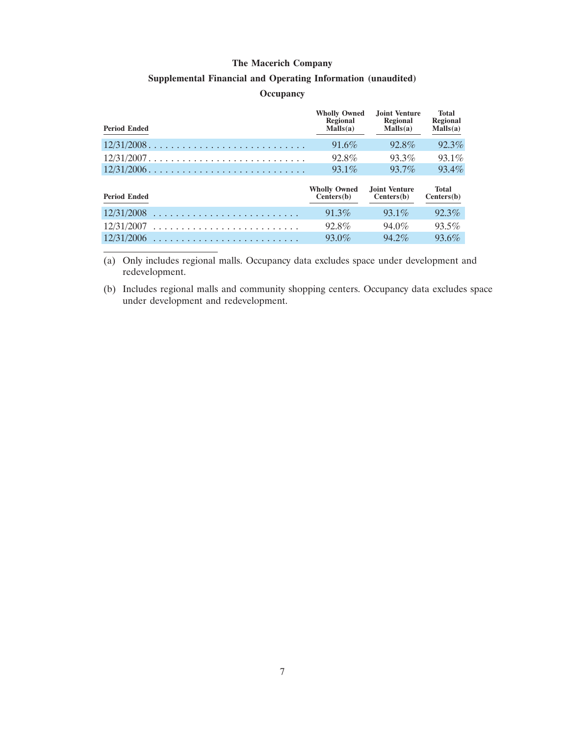# The Macerich Company

## Supplemental Financial and Operating Information (unaudited)

### Occupancy

| Period Ended | Wholly Owned Regional Malls(a) | Joint Venture Regional Malls(a) | Total Regional Malls(a) |
|---|---|---|---|
| 12/31/2008 | 91.6% | 92.8% | 92.3% |
| 12/31/2007 | 92.8% | 93.3% | 93.1% |
| 12/31/2006 | 93.1% | 93.7% | 93.4% |

| Period Ended | Wholly Owned Centers(b) | Joint Venture Centers(b) | Total Centers(b) |
|---|---|---|---|
| 12/31/2008 | 91.3% | 93.1% | 92.3% |
| 12/31/2007 | 92.8% | 94.0% | 93.5% |
| 12/31/2006 | 93.0% | 94.2% | 93.6% |

(a) Only includes regional malls. Occupancy data excludes space under development and redevelopment.

(b) Includes regional malls and community shopping centers. Occupancy data excludes space under development and redevelopment.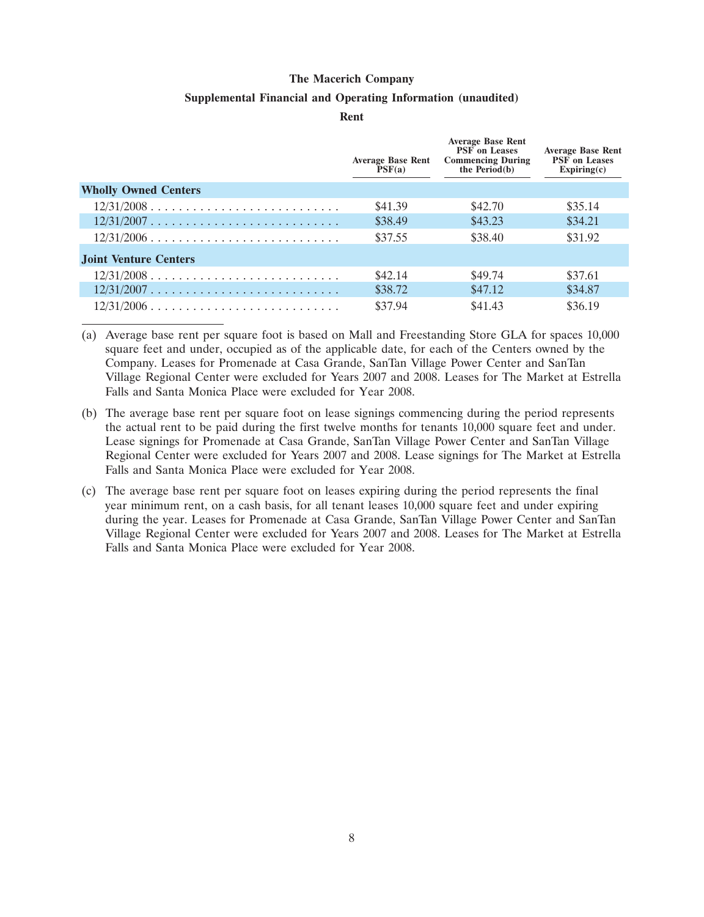**The Macerich Company**

**Supplemental Financial and Operating Information (unaudited)**

**Rent**

| | Average Base Rent PSF(a) | Average Base Rent PSF on Leases Commencing During the Period(b) | Average Base Rent PSF on Leases Expiring(c) |
|---|---|---|---|
| **Wholly Owned Centers** | | | |
| 12/31/2008 | $41.39 | $42.70 | $35.14 |
| 12/31/2007 | $38.49 | $43.23 | $34.21 |
| 12/31/2006 | $37.55 | $38.40 | $31.92 |
| **Joint Venture Centers** | | | |
| 12/31/2008 | $42.14 | $49.74 | $37.61 |
| 12/31/2007 | $38.72 | $47.12 | $34.87 |
| 12/31/2006 | $37.94 | $41.43 | $36.19 |

(a) Average base rent per square foot is based on Mall and Freestanding Store GLA for spaces 10,000 square feet and under, occupied as of the applicable date, for each of the Centers owned by the Company. Leases for Promenade at Casa Grande, SanTan Village Power Center and SanTan Village Regional Center were excluded for Years 2007 and 2008. Leases for The Market at Estrella Falls and Santa Monica Place were excluded for Year 2008.

(b) The average base rent per square foot on lease signings commencing during the period represents the actual rent to be paid during the first twelve months for tenants 10,000 square feet and under. Lease signings for Promenade at Casa Grande, SanTan Village Power Center and SanTan Village Regional Center were excluded for Years 2007 and 2008. Lease signings for The Market at Estrella Falls and Santa Monica Place were excluded for Year 2008.

(c) The average base rent per square foot on leases expiring during the period represents the final year minimum rent, on a cash basis, for all tenant leases 10,000 square feet and under expiring during the year. Leases for Promenade at Casa Grande, SanTan Village Power Center and SanTan Village Regional Center were excluded for Years 2007 and 2008. Leases for The Market at Estrella Falls and Santa Monica Place were excluded for Year 2008.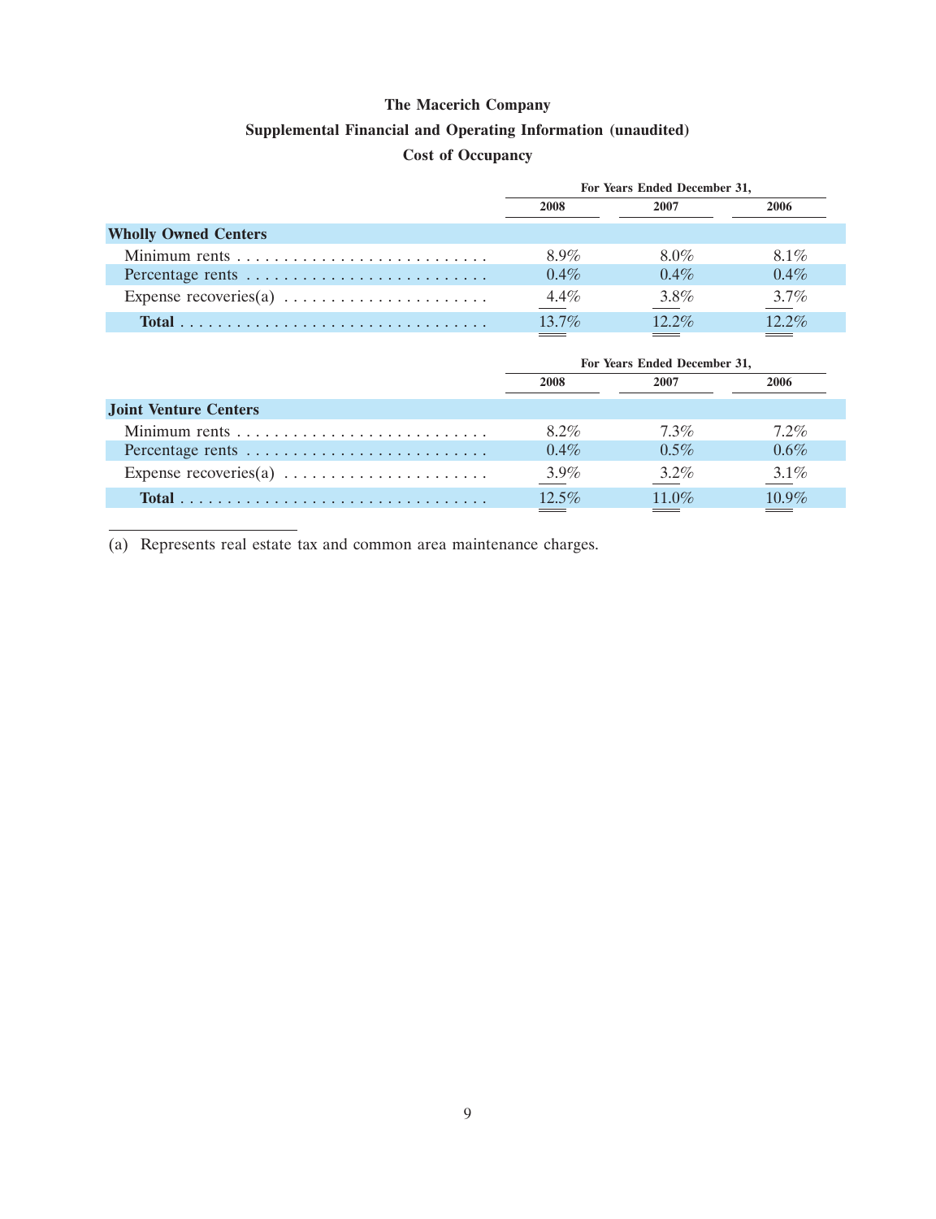# The Macerich Company

## Supplemental Financial and Operating Information (unaudited)

### Cost of Occupancy

| | For Years Ended December 31, | | |
|---|---|---|---|
| | 2008 | 2007 | 2006 |
| **Wholly Owned Centers** | | | |
| Minimum rents | 8.9% | 8.0% | 8.1% |
| Percentage rents | 0.4% | 0.4% | 0.4% |
| Expense recoveries(a) | 4.4% | 3.8% | 3.7% |
| **Total** | 13.7% | 12.2% | 12.2% |

| | For Years Ended December 31, | | |
|---|---|---|---|
| | 2008 | 2007 | 2006 |
| **Joint Venture Centers** | | | |
| Minimum rents | 8.2% | 7.3% | 7.2% |
| Percentage rents | 0.4% | 0.5% | 0.6% |
| Expense recoveries(a) | 3.9% | 3.2% | 3.1% |
| **Total** | 12.5% | 11.0% | 10.9% |

(a) Represents real estate tax and common area maintenance charges.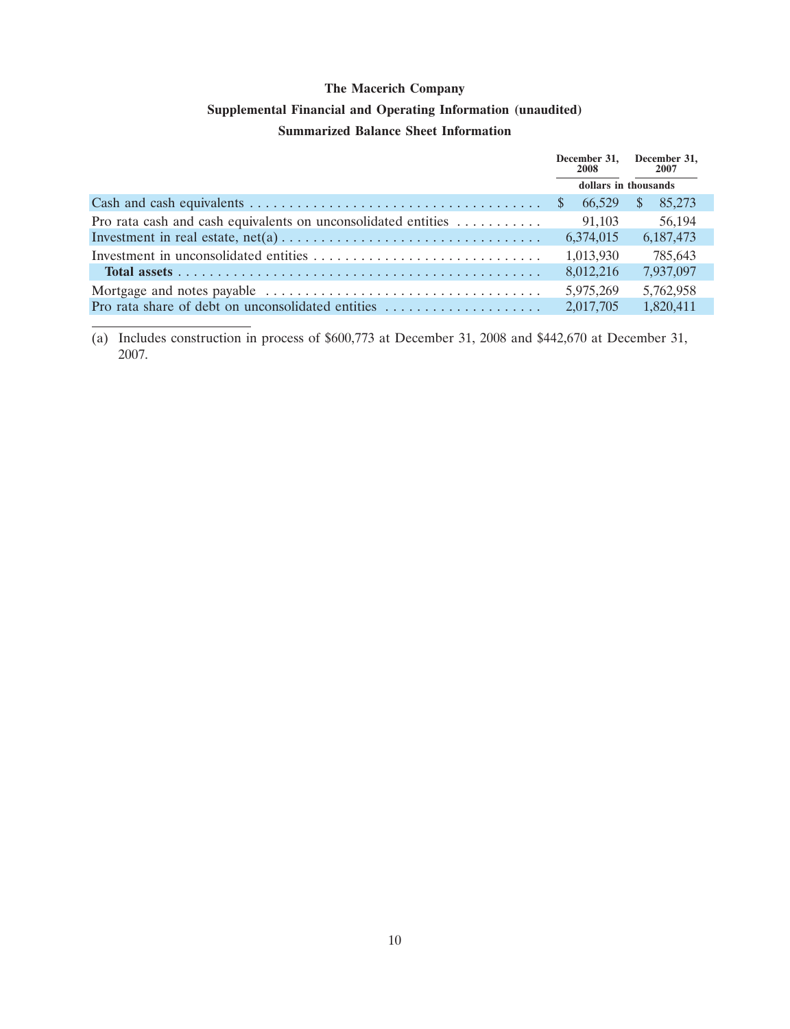# The Macerich Company

## Supplemental Financial and Operating Information (unaudited)

### Summarized Balance Sheet Information

| | December 31, 2008 | December 31, 2007 |
|---|---|---|
| | dollars in thousands | |
| Cash and cash equivalents | $ 66,529 | $ 85,273 |
| Pro rata cash and cash equivalents on unconsolidated entities | 91,103 | 56,194 |
| Investment in real estate, net(a) | 6,374,015 | 6,187,473 |
| Investment in unconsolidated entities | 1,013,930 | 785,643 |
| **Total assets** | 8,012,216 | 7,937,097 |
| Mortgage and notes payable | 5,975,269 | 5,762,958 |
| Pro rata share of debt on unconsolidated entities | 2,017,705 | 1,820,411 |

(a) Includes construction in process of $600,773 at December 31, 2008 and $442,670 at December 31, 2007.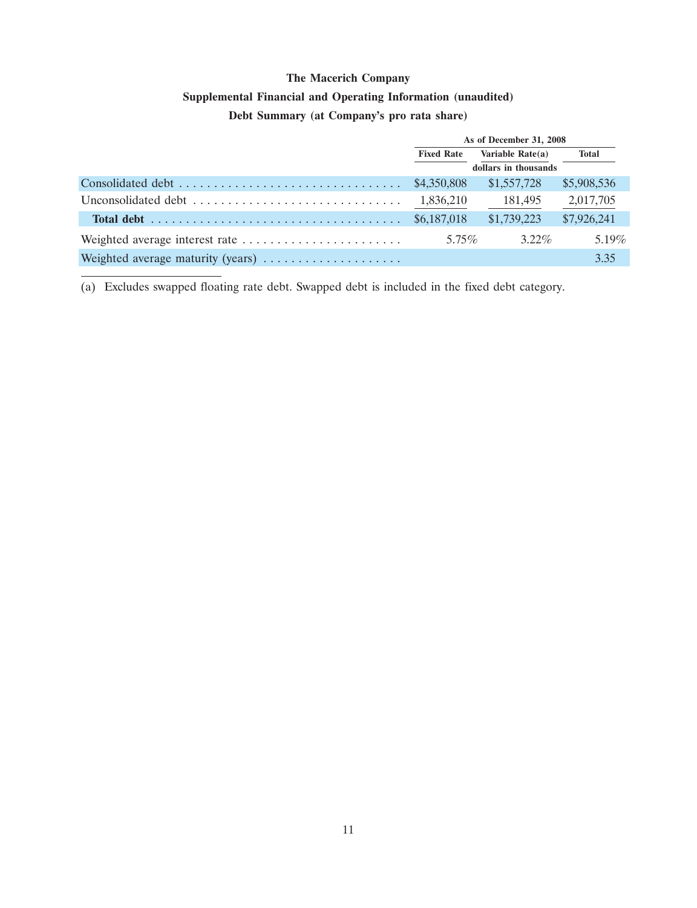**The Macerich Company**

**Supplemental Financial and Operating Information (unaudited)**

**Debt Summary (at Company's pro rata share)**

| | As of December 31, 2008 | | |
|---|---|---|---|
| | Fixed Rate | Variable Rate(a) | Total |
| | | dollars in thousands | |
| Consolidated debt | $4,350,808 | $1,557,728 | $5,908,536 |
| Unconsolidated debt | 1,836,210 | 181,495 | 2,017,705 |
| **Total debt** | $6,187,018 | $1,739,223 | $7,926,241 |
| Weighted average interest rate | 5.75% | 3.22% | 5.19% |
| Weighted average maturity (years) | | | 3.35 |

(a) Excludes swapped floating rate debt. Swapped debt is included in the fixed debt category.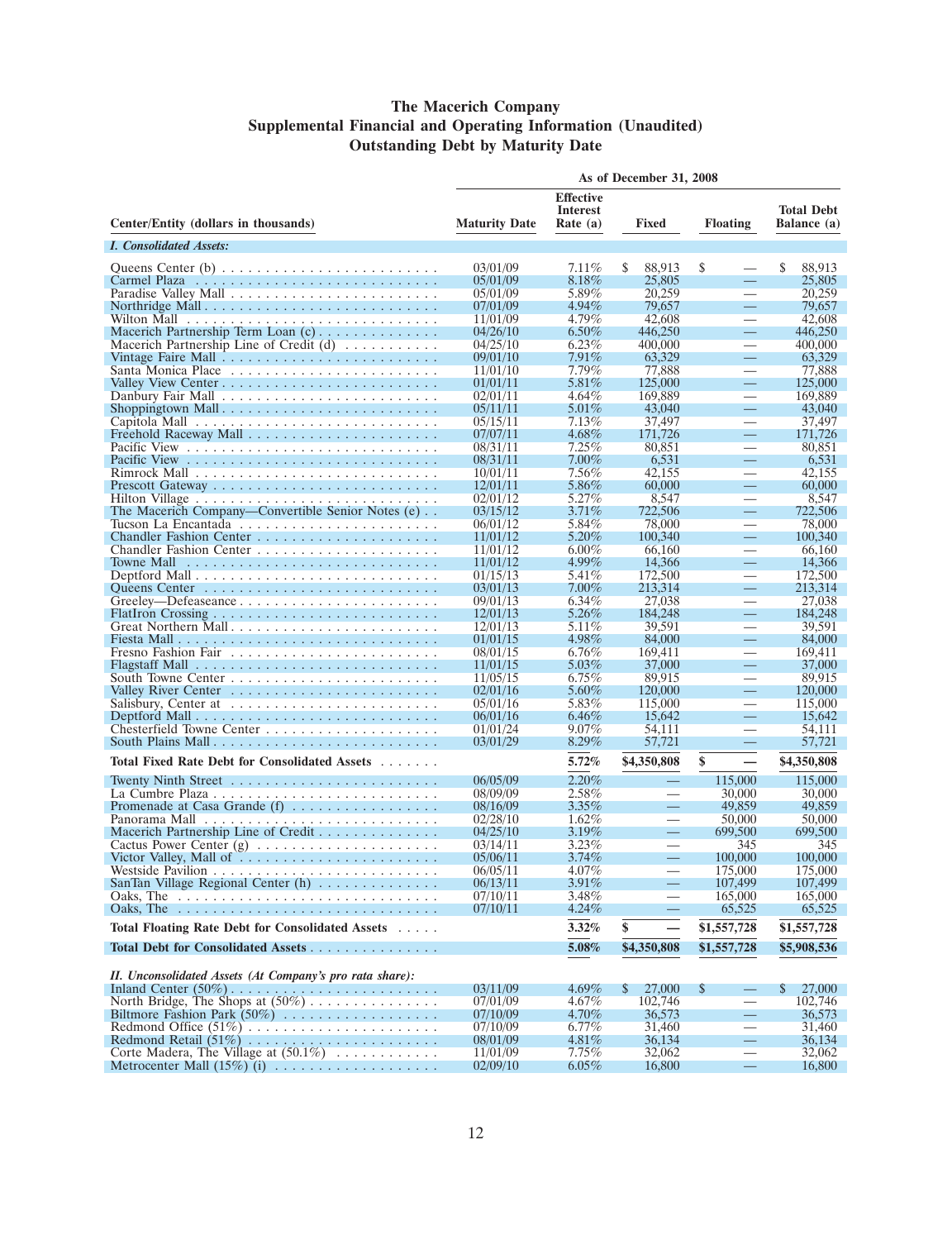# The Macerich Company
## Supplemental Financial and Operating Information (Unaudited)
## Outstanding Debt by Maturity Date

| Center/Entity (dollars in thousands) | As of December 31, 2008 | | | | |
|---|---|---|---|---|---|
| | Maturity Date | Effective Interest Rate (a) | Fixed | Floating | Total Debt Balance (a) |
| ***I. Consolidated Assets:*** | | | | | |
| Queens Center (b) | 03/01/09 | 7.11% | $ 88,913 | $ — | $ 88,913 |
| Carmel Plaza | 05/01/09 | 8.18% | 25,805 | — | 25,805 |
| Paradise Valley Mall | 05/01/09 | 5.89% | 20,259 | — | 20,259 |
| Northridge Mall | 07/01/09 | 4.94% | 79,657 | — | 79,657 |
| Wilton Mall | 11/01/09 | 4.79% | 42,608 | — | 42,608 |
| Macerich Partnership Term Loan (c) | 04/26/10 | 6.50% | 446,250 | — | 446,250 |
| Macerich Partnership Line of Credit (d) | 04/25/10 | 6.23% | 400,000 | — | 400,000 |
| Vintage Faire Mall | 09/01/10 | 7.91% | 63,329 | — | 63,329 |
| Santa Monica Place | 11/01/10 | 7.79% | 77,888 | — | 77,888 |
| Valley View Center | 01/01/11 | 5.81% | 125,000 | — | 125,000 |
| Danbury Fair Mall | 02/01/11 | 4.64% | 169,889 | — | 169,889 |
| Shoppingtown Mall | 05/11/11 | 5.01% | 43,040 | — | 43,040 |
| Capitola Mall | 05/15/11 | 7.13% | 37,497 | — | 37,497 |
| Freehold Raceway Mall | 07/07/11 | 4.68% | 171,726 | — | 171,726 |
| Pacific View | 08/31/11 | 7.25% | 80,851 | — | 80,851 |
| Pacific View | 08/31/11 | 7.00% | 6,531 | — | 6,531 |
| Rimrock Mall | 10/01/11 | 7.56% | 42,155 | — | 42,155 |
| Prescott Gateway | 12/01/11 | 5.86% | 60,000 | — | 60,000 |
| Hilton Village | 02/01/12 | 5.27% | 8,547 | — | 8,547 |
| The Macerich Company—Convertible Senior Notes (e) | 03/15/12 | 3.71% | 722,506 | — | 722,506 |
| Tucson La Encantada | 06/01/12 | 5.84% | 78,000 | — | 78,000 |
| Chandler Fashion Center | 11/01/12 | 5.20% | 100,340 | — | 100,340 |
| Chandler Fashion Center | 11/01/12 | 6.00% | 66,160 | — | 66,160 |
| Towne Mall | 11/01/12 | 4.99% | 14,366 | — | 14,366 |
| Deptford Mall | 01/15/13 | 5.41% | 172,500 | — | 172,500 |
| Queens Center | 03/01/13 | 7.00% | 213,314 | — | 213,314 |
| Greeley—Defeaseance | 09/01/13 | 6.34% | 27,038 | — | 27,038 |
| FlatIron Crossing | 12/01/13 | 5.26% | 184,248 | — | 184,248 |
| Great Northern Mall | 12/01/13 | 5.11% | 39,591 | — | 39,591 |
| Fiesta Mall | 01/01/15 | 4.98% | 84,000 | — | 84,000 |
| Fresno Fashion Fair | 08/01/15 | 6.76% | 169,411 | — | 169,411 |
| Flagstaff Mall | 11/01/15 | 5.03% | 37,000 | — | 37,000 |
| South Towne Center | 11/05/15 | 6.75% | 89,915 | — | 89,915 |
| Valley River Center | 02/01/16 | 5.60% | 120,000 | — | 120,000 |
| Salisbury, Center at | 05/01/16 | 5.83% | 115,000 | — | 115,000 |
| Deptford Mall | 06/01/16 | 6.46% | 15,642 | — | 15,642 |
| Chesterfield Towne Center | 01/01/24 | 9.07% | 54,111 | — | 54,111 |
| South Plains Mall | 03/01/29 | 8.29% | 57,721 | — | 57,721 |
| **Total Fixed Rate Debt for Consolidated Assets** | | **5.72%** | **$4,350,808** | **$ —** | **$4,350,808** |
| Twenty Ninth Street | 06/05/09 | 2.20% | — | 115,000 | 115,000 |
| La Cumbre Plaza | 08/09/09 | 2.58% | — | 30,000 | 30,000 |
| Promenade at Casa Grande (f) | 08/16/09 | 3.35% | — | 49,859 | 49,859 |
| Panorama Mall | 02/28/10 | 1.62% | — | 50,000 | 50,000 |
| Macerich Partnership Line of Credit | 04/25/10 | 3.19% | — | 699,500 | 699,500 |
| Cactus Power Center (g) | 03/14/11 | 3.23% | — | 345 | 345 |
| Victor Valley, Mall of | 05/06/11 | 3.74% | — | 100,000 | 100,000 |
| Westside Pavilion | 06/05/11 | 4.07% | — | 175,000 | 175,000 |
| SanTan Village Regional Center (h) | 06/13/11 | 3.91% | — | 107,499 | 107,499 |
| Oaks, The | 07/10/11 | 3.48% | — | 165,000 | 165,000 |
| Oaks, The | 07/10/11 | 4.24% | — | 65,525 | 65,525 |
| **Total Floating Rate Debt for Consolidated Assets** | | **3.32%** | **$ —** | **$1,557,728** | **$1,557,728** |
| **Total Debt for Consolidated Assets** | | **5.08%** | **$4,350,808** | **$1,557,728** | **$5,908,536** |
| ***II. Unconsolidated Assets (At Company's pro rata share):*** | | | | | |
| Inland Center (50%) | 03/11/09 | 4.69% | $ 27,000 | $ — | $ 27,000 |
| North Bridge, The Shops at (50%) | 07/01/09 | 4.67% | 102,746 | — | 102,746 |
| Biltmore Fashion Park (50%) | 07/10/09 | 4.70% | 36,573 | — | 36,573 |
| Redmond Office (51%) | 07/10/09 | 6.77% | 31,460 | — | 31,460 |
| Redmond Retail (51%) | 08/01/09 | 4.81% | 36,134 | — | 36,134 |
| Corte Madera, The Village at (50.1%) | 11/01/09 | 7.75% | 32,062 | — | 32,062 |
| Metrocenter Mall (15%) (i) | 02/09/10 | 6.05% | 16,800 | — | 16,800 |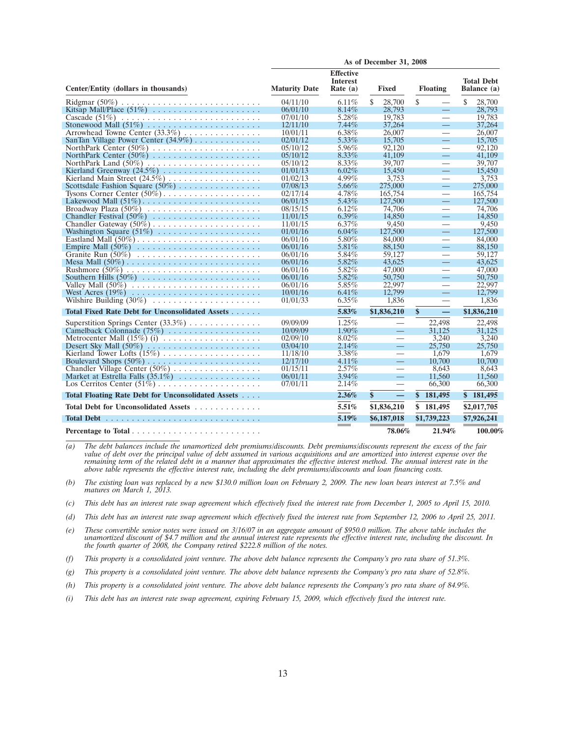| Center/Entity (dollars in thousands) | Maturity Date | Effective Interest Rate (a) | Fixed | Floating | Total Debt Balance (a) |
|---|---|---|---|---|---|
| | | As of December 31, 2008 | | | |
| Ridgmar (50%) | 04/11/10 | 6.11% | $ 28,700 | $ — | $ 28,700 |
| Kitsap Mall/Place (51%) | 06/01/10 | 8.14% | 28,793 | — | 28,793 |
| Cascade (51%) | 07/01/10 | 5.28% | 19,783 | — | 19,783 |
| Stonewood Mall (51%) | 12/11/10 | 7.44% | 37,264 | — | 37,264 |
| Arrowhead Towne Center (33.3%) | 10/01/11 | 6.38% | 26,007 | — | 26,007 |
| SanTan Village Power Center (34.9%) | 02/01/12 | 5.33% | 15,705 | — | 15,705 |
| NorthPark Center (50%) | 05/10/12 | 5.96% | 92,120 | — | 92,120 |
| NorthPark Center (50%) | 05/10/12 | 8.33% | 41,109 | — | 41,109 |
| NorthPark Land (50%) | 05/10/12 | 8.33% | 39,707 | — | 39,707 |
| Kierland Greenway (24.5%) | 01/01/13 | 6.02% | 15,450 | — | 15,450 |
| Kierland Main Street (24.5%) | 01/02/13 | 4.99% | 3,753 | — | 3,753 |
| Scottsdale Fashion Square (50%) | 07/08/13 | 5.66% | 275,000 | — | 275,000 |
| Tysons Corner Center (50%) | 02/17/14 | 4.78% | 165,754 | — | 165,754 |
| Lakewood Mall (51%) | 06/01/15 | 5.43% | 127,500 | — | 127,500 |
| Broadway Plaza (50%) | 08/15/15 | 6.12% | 74,706 | — | 74,706 |
| Chandler Festival (50%) | 11/01/15 | 6.39% | 14,850 | — | 14,850 |
| Chandler Gateway (50%) | 11/01/15 | 6.37% | 9,450 | — | 9,450 |
| Washington Square (51%) | 01/01/16 | 6.04% | 127,500 | — | 127,500 |
| Eastland Mall (50%) | 06/01/16 | 5.80% | 84,000 | — | 84,000 |
| Empire Mall (50%) | 06/01/16 | 5.81% | 88,150 | — | 88,150 |
| Granite Run (50%) | 06/01/16 | 5.84% | 59,127 | — | 59,127 |
| Mesa Mall (50%) | 06/01/16 | 5.82% | 43,625 | — | 43,625 |
| Rushmore (50%) | 06/01/16 | 5.82% | 47,000 | — | 47,000 |
| Southern Hills (50%) | 06/01/16 | 5.82% | 50,750 | — | 50,750 |
| Valley Mall (50%) | 06/01/16 | 5.85% | 22,997 | — | 22,997 |
| West Acres (19%) | 10/01/16 | 6.41% | 12,799 | — | 12,799 |
| Wilshire Building (30%) | 01/01/33 | 6.35% | 1,836 | — | 1,836 |
| **Total Fixed Rate Debt for Unconsolidated Assets** | | **5.83%** | **$1,836,210** | **$ —** | **$1,836,210** |
| Superstition Springs Center (33.3%) | 09/09/09 | 1.25% | — | 22,498 | 22,498 |
| Camelback Colonnade (75%) | 10/09/09 | 1.90% | — | 31,125 | 31,125 |
| Metrocenter Mall (15%) (i) | 02/09/10 | 8.02% | — | 3,240 | 3,240 |
| Desert Sky Mall (50%) | 03/04/10 | 2.14% | — | 25,750 | 25,750 |
| Kierland Tower Lofts (15%) | 11/18/10 | 3.38% | — | 1,679 | 1,679 |
| Boulevard Shops (50%) | 12/17/10 | 4.11% | — | 10,700 | 10,700 |
| Chandler Village Center (50%) | 01/15/11 | 2.57% | — | 8,643 | 8,643 |
| Market at Estrella Falls (35.1%) | 06/01/11 | 3.94% | — | 11,560 | 11,560 |
| Los Cerritos Center (51%) | 07/01/11 | 2.14% | — | 66,300 | 66,300 |
| **Total Floating Rate Debt for Unconsolidated Assets** | | **2.36%** | **$ —** | **$ 181,495** | **$ 181,495** |
| **Total Debt for Unconsolidated Assets** | | **5.51%** | **$1,836,210** | **$ 181,495** | **$2,017,705** |
| **Total Debt** | | **5.19%** | **$6,187,018** | **$1,739,223** | **$7,926,241** |
| **Percentage to Total** | | | **78.06%** | **21.94%** | **100.00%** |

*(a) The debt balances include the unamortized debt premiums/discounts. Debt premiums/discounts represent the excess of the fair value of debt over the principal value of debt assumed in various acquisitions and are amortized into interest expense over the remaining term of the related debt in a manner that approximates the effective interest method. The annual interest rate in the above table represents the effective interest rate, including the debt premiums/discounts and loan financing costs.*

*(b) The existing loan was replaced by a new $130.0 million loan on February 2, 2009. The new loan bears interest at 7.5% and matures on March 1, 2013.*

*(c) This debt has an interest rate swap agreement which effectively fixed the interest rate from December 1, 2005 to April 15, 2010.*

*(d) This debt has an interest rate swap agreement which effectively fixed the interest rate from September 12, 2006 to April 25, 2011.*

*(e) These convertible senior notes were issued on 3/16/07 in an aggregate amount of $950.0 million. The above table includes the unamortized discount of $4.7 million and the annual interest rate represents the effective interest rate, including the discount. In the fourth quarter of 2008, the Company retired $222.8 million of the notes.*

*(f) This property is a consolidated joint venture. The above debt balance represents the Company's pro rata share of 51.3%.*

*(g) This property is a consolidated joint venture. The above debt balance represents the Company's pro rata share of 52.8%.*

*(h) This property is a consolidated joint venture. The above debt balance represents the Company's pro rata share of 84.9%.*

*(i) This debt has an interest rate swap agreement, expiring February 15, 2009, which effectively fixed the interest rate.*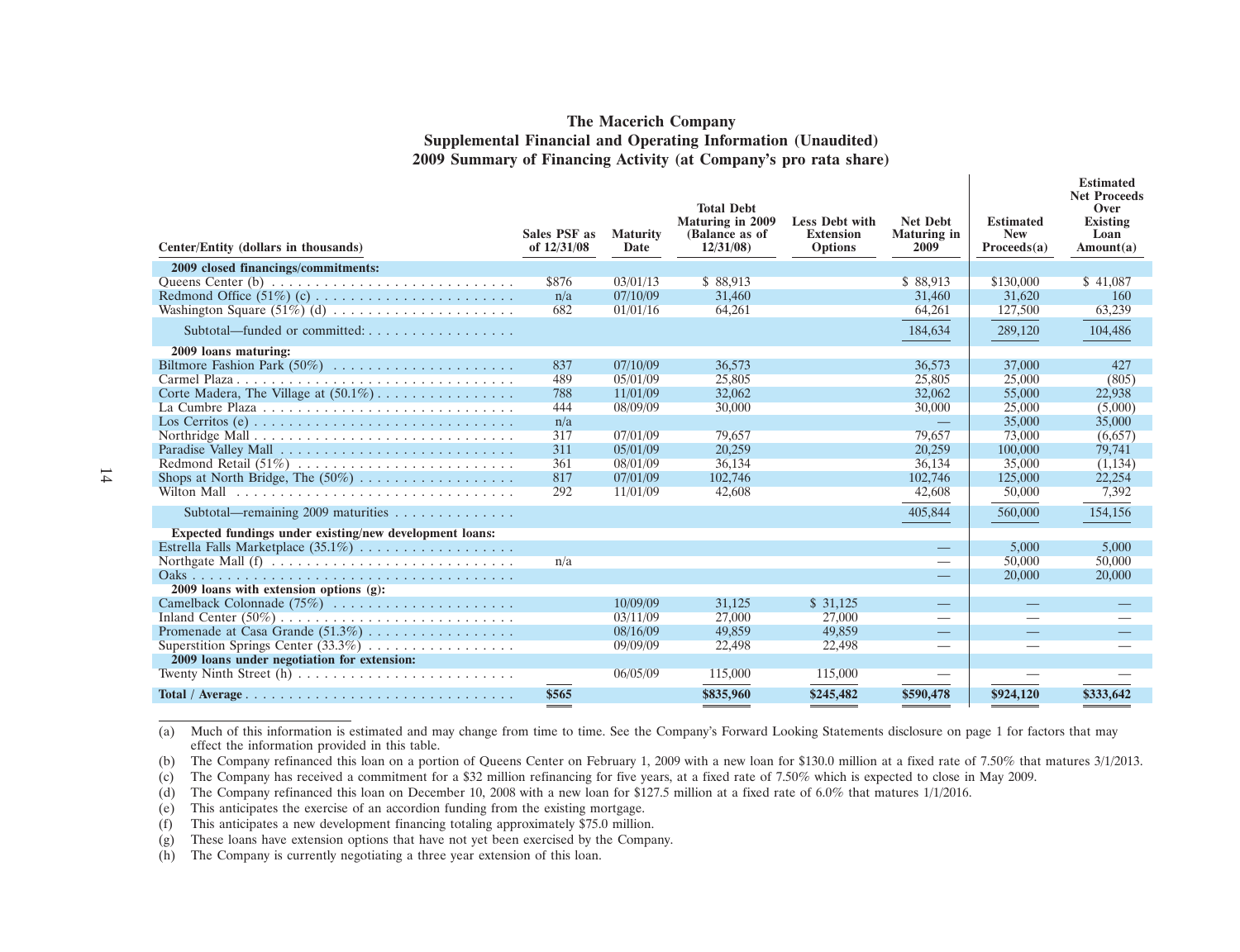# The Macerich Company
## Supplemental Financial and Operating Information (Unaudited)
## 2009 Summary of Financing Activity (at Company's pro rata share)

| Center/Entity (dollars in thousands) | Sales PSF as of 12/31/08 | Maturity Date | Total Debt Maturing in 2009 (Balance as of 12/31/08) | Less Debt with Extension Options | Net Debt Maturing in 2009 | Estimated New Proceeds(a) | Estimated Net Proceeds Over Existing Loan Amount(a) |
|---|---|---|---|---|---|---|---|
| **2009 closed financings/commitments:** | | | | | | | |
| Queens Center (b) | $876 | 03/01/13 | $ 88,913 | | $ 88,913 | $130,000 | $ 41,087 |
| Redmond Office (51%) (c) | n/a | 07/10/09 | 31,460 | | 31,460 | 31,620 | 160 |
| Washington Square (51%) (d) | 682 | 01/01/16 | 64,261 | | 64,261 | 127,500 | 63,239 |
| Subtotal—funded or committed: | | | | | 184,634 | 289,120 | 104,486 |
| **2009 loans maturing:** | | | | | | | |
| Biltmore Fashion Park (50%) | 837 | 07/10/09 | 36,573 | | 36,573 | 37,000 | 427 |
| Carmel Plaza | 489 | 05/01/09 | 25,805 | | 25,805 | 25,000 | (805) |
| Corte Madera, The Village at (50.1%) | 788 | 11/01/09 | 32,062 | | 32,062 | 55,000 | 22,938 |
| La Cumbre Plaza | 444 | 08/09/09 | 30,000 | | 30,000 | 25,000 | (5,000) |
| Los Cerritos (e) | n/a | | | | — | 35,000 | 35,000 |
| Northridge Mall | 317 | 07/01/09 | 79,657 | | 79,657 | 73,000 | (6,657) |
| Paradise Valley Mall | 311 | 05/01/09 | 20,259 | | 20,259 | 100,000 | 79,741 |
| Redmond Retail (51%) | 361 | 08/01/09 | 36,134 | | 36,134 | 35,000 | (1,134) |
| Shops at North Bridge, The (50%) | 817 | 07/01/09 | 102,746 | | 102,746 | 125,000 | 22,254 |
| Wilton Mall | 292 | 11/01/09 | 42,608 | | 42,608 | 50,000 | 7,392 |
| Subtotal—remaining 2009 maturities | | | | | 405,844 | 560,000 | 154,156 |
| **Expected fundings under existing/new development loans:** | | | | | | | |
| Estrella Falls Marketplace (35.1%) | | | | | — | 5,000 | 5,000 |
| Northgate Mall (f) | n/a | | | | — | 50,000 | 50,000 |
| Oaks | | | | | — | 20,000 | 20,000 |
| **2009 loans with extension options (g):** | | | | | | | |
| Camelback Colonnade (75%) | | 10/09/09 | 31,125 | $ 31,125 | — | — | — |
| Inland Center (50%) | | 03/11/09 | 27,000 | 27,000 | — | — | — |
| Promenade at Casa Grande (51.3%) | | 08/16/09 | 49,859 | 49,859 | — | — | — |
| Superstition Springs Center (33.3%) | | 09/09/09 | 22,498 | 22,498 | — | — | — |
| **2009 loans under negotiation for extension:** | | | | | | | |
| Twenty Ninth Street (h) | | 06/05/09 | 115,000 | 115,000 | — | — | — |
| **Total / Average** | **$565** | | **$835,960** | **$245,482** | **$590,478** | **$924,120** | **$333,642** |

(a) Much of this information is estimated and may change from time to time. See the Company's Forward Looking Statements disclosure on page 1 for factors that may effect the information provided in this table.

(b) The Company refinanced this loan on a portion of Queens Center on February 1, 2009 with a new loan for $130.0 million at a fixed rate of 7.50% that matures 3/1/2013.

(c) The Company has received a commitment for a $32 million refinancing for five years, at a fixed rate of 7.50% which is expected to close in May 2009.

(d) The Company refinanced this loan on December 10, 2008 with a new loan for $127.5 million at a fixed rate of 6.0% that matures 1/1/2016.

(e) This anticipates the exercise of an accordion funding from the existing mortgage.

(f) This anticipates a new development financing totaling approximately $75.0 million.

(g) These loans have extension options that have not yet been exercised by the Company.

(h) The Company is currently negotiating a three year extension of this loan.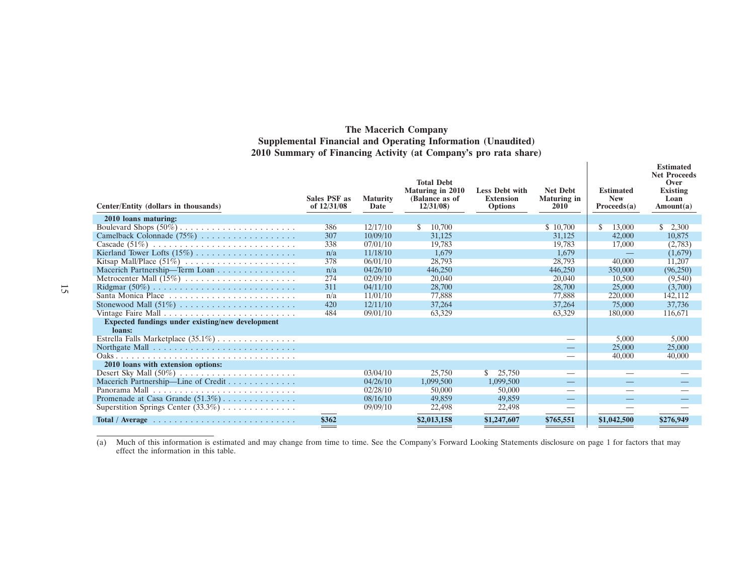# The Macerich Company

## Supplemental Financial and Operating Information (Unaudited)

## 2010 Summary of Financing Activity (at Company's pro rata share)

| Center/Entity (dollars in thousands) | Sales PSF as of 12/31/08 | Maturity Date | Total Debt Maturing in 2010 (Balance as of 12/31/08) | Less Debt with Extension Options | Net Debt Maturing in 2010 | Estimated New Proceeds(a) | Estimated Net Proceeds Over Existing Loan Amount(a) |
|---|---|---|---|---|---|---|---|
| **2010 loans maturing:** | | | | | | | |
| Boulevard Shops (50%) | 386 | 12/17/10 | $ 10,700 | | $ 10,700 | $ 13,000 | $ 2,300 |
| Camelback Colonnade (75%) | 307 | 10/09/10 | 31,125 | | 31,125 | 42,000 | 10,875 |
| Cascade (51%) | 338 | 07/01/10 | 19,783 | | 19,783 | 17,000 | (2,783) |
| Kierland Tower Lofts (15%) | n/a | 11/18/10 | 1,679 | | 1,679 | — | (1,679) |
| Kitsap Mall/Place (51%) | 378 | 06/01/10 | 28,793 | | 28,793 | 40,000 | 11,207 |
| Macerich Partnership—Term Loan | n/a | 04/26/10 | 446,250 | | 446,250 | 350,000 | (96,250) |
| Metrocenter Mall (15%) | 274 | 02/09/10 | 20,040 | | 20,040 | 10,500 | (9,540) |
| Ridgmar (50%) | 311 | 04/11/10 | 28,700 | | 28,700 | 25,000 | (3,700) |
| Santa Monica Place | n/a | 11/01/10 | 77,888 | | 77,888 | 220,000 | 142,112 |
| Stonewood Mall (51%) | 420 | 12/11/10 | 37,264 | | 37,264 | 75,000 | 37,736 |
| Vintage Faire Mall | 484 | 09/01/10 | 63,329 | | 63,329 | 180,000 | 116,671 |
| **Expected fundings under existing/new development loans:** | | | | | | | |
| Estrella Falls Marketplace (35.1%) | | | | | — | 5,000 | 5,000 |
| Northgate Mall | | | | | — | 25,000 | 25,000 |
| Oaks | | | | | — | 40,000 | 40,000 |
| **2010 loans with extension options:** | | | | | | | |
| Desert Sky Mall (50%) | | 03/04/10 | 25,750 | $ 25,750 | — | — | — |
| Macerich Partnership—Line of Credit | | 04/26/10 | 1,099,500 | 1,099,500 | — | — | — |
| Panorama Mall | | 02/28/10 | 50,000 | 50,000 | — | — | — |
| Promenade at Casa Grande (51.3%) | | 08/16/10 | 49,859 | 49,859 | — | — | — |
| Superstition Springs Center (33.3%) | | 09/09/10 | 22,498 | 22,498 | — | — | — |
| **Total / Average** | **$362** | | **$2,013,158** | **$1,247,607** | **$765,551** | **$1,042,500** | **$276,949** |

(a) Much of this information is estimated and may change from time to time. See the Company's Forward Looking Statements disclosure on page 1 for factors that may effect the information in this table.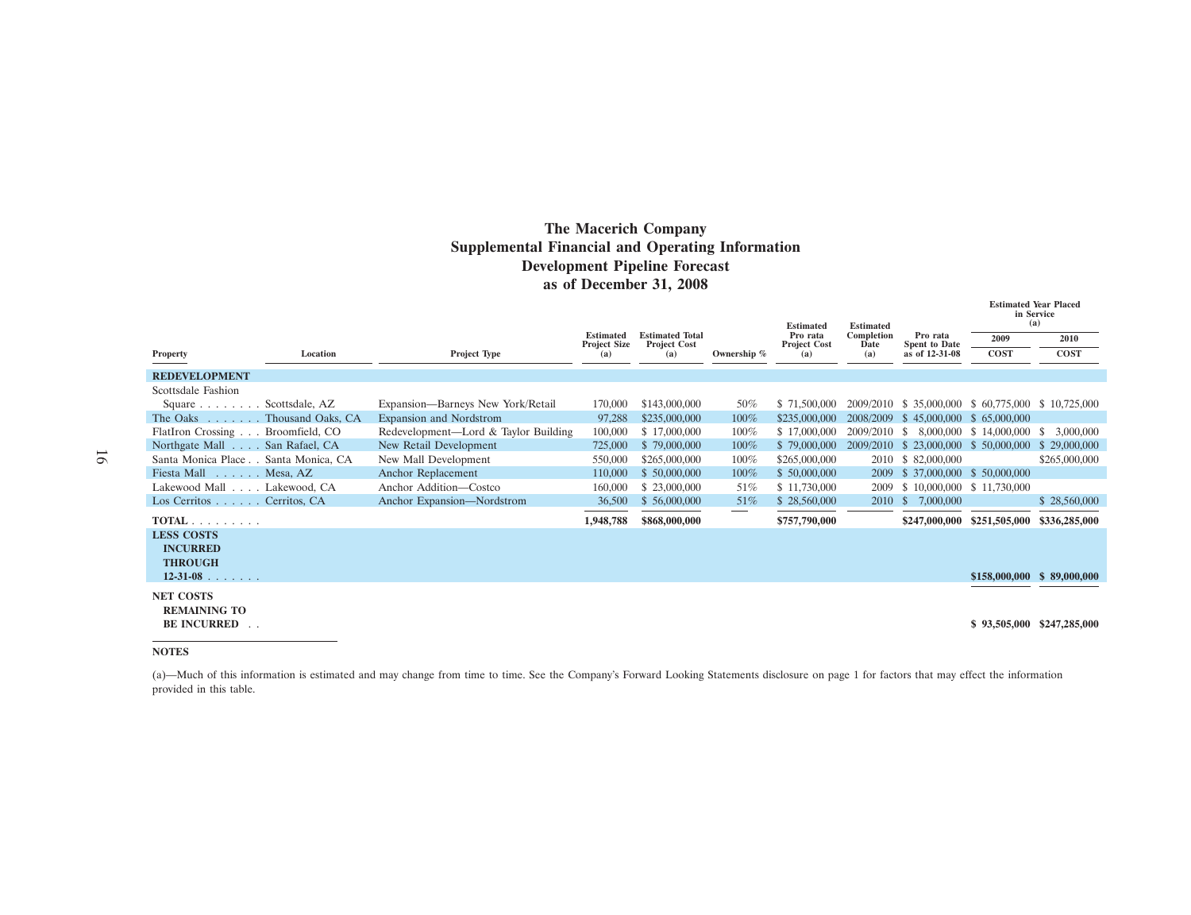# The Macerich Company
## Supplemental Financial and Operating Information
## Development Pipeline Forecast
## as of December 31, 2008

| Property | Location | Project Type | Estimated Project Size (a) | Estimated Total Project Cost (a) | Ownership % | Estimated Pro rata Project Cost (a) | Estimated Completion Date (a) | Pro rata Spent to Date as of 12-31-08 | Estimated Year Placed in Service (a) 2009 COST | 2010 COST |
|---|---|---|---|---|---|---|---|---|---|---|
| **REDEVELOPMENT** | | | | | | | | | | |
| Scottsdale Fashion Square | Scottsdale, AZ | Expansion—Barneys New York/Retail | 170,000 | $143,000,000 | 50% | $ 71,500,000 | 2009/2010 | $ 35,000,000 | $ 60,775,000 | $ 10,725,000 |
| The Oaks | Thousand Oaks, CA | Expansion and Nordstrom | 97,288 | $235,000,000 | 100% | $235,000,000 | 2008/2009 | $ 45,000,000 | $ 65,000,000 | |
| FlatIron Crossing | Broomfield, CO | Redevelopment—Lord & Taylor Building | 100,000 | $ 17,000,000 | 100% | $ 17,000,000 | 2009/2010 | $ 8,000,000 | $ 14,000,000 | $ 3,000,000 |
| Northgate Mall | San Rafael, CA | New Retail Development | 725,000 | $ 79,000,000 | 100% | $ 79,000,000 | 2009/2010 | $ 23,000,000 | $ 50,000,000 | $ 29,000,000 |
| Santa Monica Place | Santa Monica, CA | New Mall Development | 550,000 | $265,000,000 | 100% | $265,000,000 | 2010 | $ 82,000,000 | | $265,000,000 |
| Fiesta Mall | Mesa, AZ | Anchor Replacement | 110,000 | $ 50,000,000 | 100% | $ 50,000,000 | 2009 | $ 37,000,000 | $ 50,000,000 | |
| Lakewood Mall | Lakewood, CA | Anchor Addition—Costco | 160,000 | $ 23,000,000 | 51% | $ 11,730,000 | 2009 | $ 10,000,000 | $ 11,730,000 | |
| Los Cerritos | Cerritos, CA | Anchor Expansion—Nordstrom | 36,500 | $ 56,000,000 | 51% | $ 28,560,000 | 2010 | $ 7,000,000 | | $ 28,560,000 |
| **TOTAL** | | | **1,948,788** | **$868,000,000** | | **$757,790,000** | | **$247,000,000** | **$251,505,000** | **$336,285,000** |
| **LESS COSTS INCURRED THROUGH 12-31-08** | | | | | | | | | **$158,000,000** | **$ 89,000,000** |
| **NET COSTS REMAINING TO BE INCURRED** | | | | | | | | | **$ 93,505,000** | **$247,285,000** |

**NOTES**

(a)—Much of this information is estimated and may change from time to time. See the Company's Forward Looking Statements disclosure on page 1 for factors that may effect the information provided in this table.